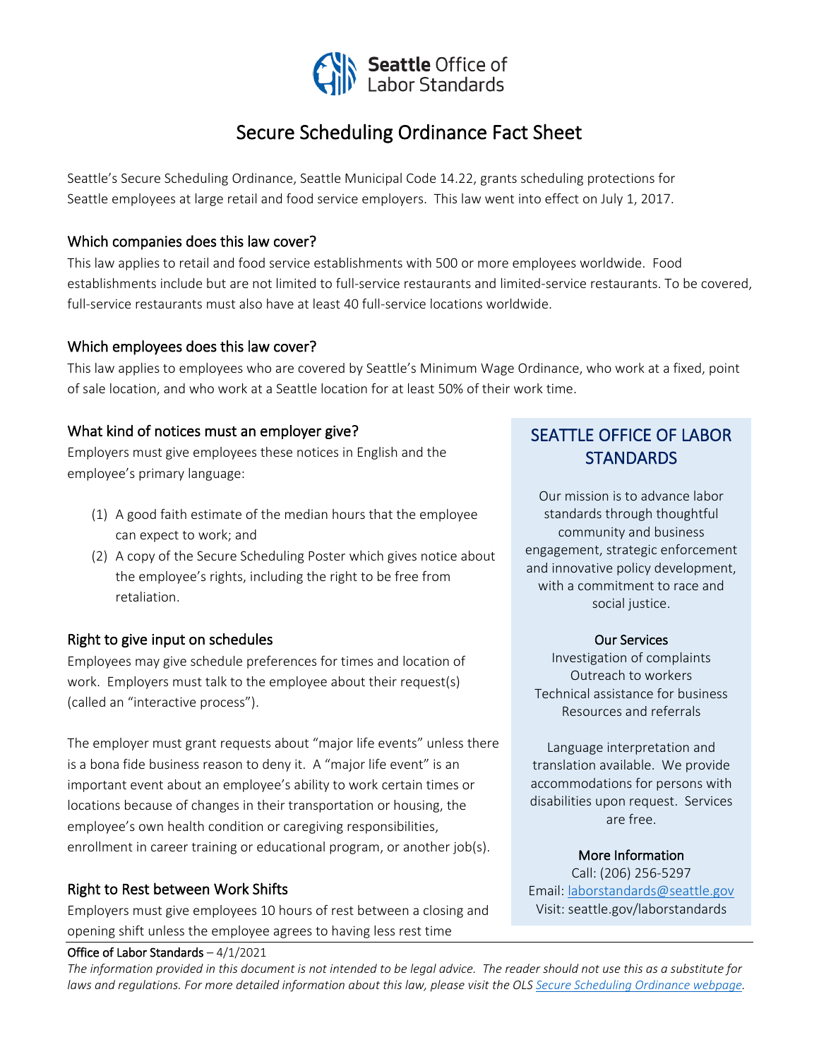Seattle Office of Labor Standards

# Secure Scheduling Ordinance Fact Sheet

Seattle's Secure Scheduling Ordinance, Seattle Municipal Code 14.22, grants scheduling protections for Seattle employees at large retail and food service employers. This law went into effect on July 1, 2017.

## Which companies does this law cover?

This law applies to retail and food service establishments with 500 or more employees worldwide. Food establishments include but are not limited to full-service restaurants and limited-service restaurants. To be covered, full-service restaurants must also have at least 40 full-service locations worldwide.

## Which employees does this law cover?

This law applies to employees who are covered by Seattle's Minimum Wage Ordinance, who work at a fixed, point of sale location, and who work at a Seattle location for at least 50% of their work time.

## What kind of notices must an employer give?

Employers must give employees these notices in English and the employee's primary language:

(1) A good faith estimate of the median hours that the employee can expect to work; and

(2) A copy of the Secure Scheduling Poster which gives notice about the employee's rights, including the right to be free from retaliation.

## Right to give input on schedules

Employees may give schedule preferences for times and location of work. Employers must talk to the employee about their request(s) (called an "interactive process").

The employer must grant requests about "major life events" unless there is a bona fide business reason to deny it. A "major life event" is an important event about an employee's ability to work certain times or locations because of changes in their transportation or housing, the employee's own health condition or caregiving responsibilities, enrollment in career training or educational program, or another job(s).

## Right to Rest between Work Shifts

Employers must give employees 10 hours of rest between a closing and opening shift unless the employee agrees to having less rest time

## SEATTLE OFFICE OF LABOR STANDARDS

Our mission is to advance labor standards through thoughtful community and business engagement, strategic enforcement and innovative policy development, with a commitment to race and social justice.

**Our Services**

Investigation of complaints
Outreach to workers
Technical assistance for business
Resources and referrals

Language interpretation and translation available. We provide accommodations for persons with disabilities upon request. Services are free.

**More Information**

Call: (206) 256-5297
Email: laborstandards@seattle.gov
Visit: seattle.gov/laborstandards

Office of Labor Standards – 4/1/2021

*The information provided in this document is not intended to be legal advice. The reader should not use this as a substitute for laws and regulations. For more detailed information about this law, please visit the OLS Secure Scheduling Ordinance webpage.*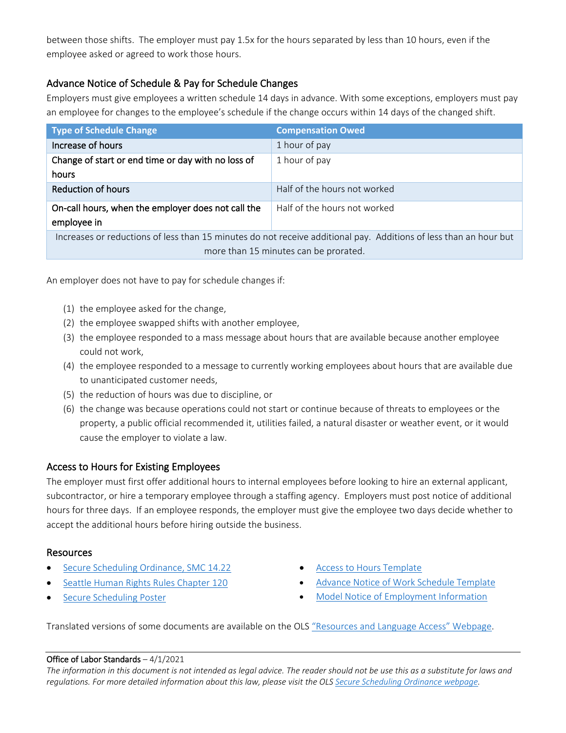between those shifts. The employer must pay 1.5x for the hours separated by less than 10 hours, even if the employee asked or agreed to work those hours.

## Advance Notice of Schedule & Pay for Schedule Changes

Employers must give employees a written schedule 14 days in advance. With some exceptions, employers must pay an employee for changes to the employee's schedule if the change occurs within 14 days of the changed shift.

| Type of Schedule Change | Compensation Owed |
|---|---|
| Increase of hours | 1 hour of pay |
| Change of start or end time or day with no loss of hours | 1 hour of pay |
| Reduction of hours | Half of the hours not worked |
| On-call hours, when the employer does not call the employee in | Half of the hours not worked |
| Increases or reductions of less than 15 minutes do not receive additional pay. Additions of less than an hour but more than 15 minutes can be prorated. | |

An employer does not have to pay for schedule changes if:

1. the employee asked for the change,
2. the employee swapped shifts with another employee,
3. the employee responded to a mass message about hours that are available because another employee could not work,
4. the employee responded to a message to currently working employees about hours that are available due to unanticipated customer needs,
5. the reduction of hours was due to discipline, or
6. the change was because operations could not start or continue because of threats to employees or the property, a public official recommended it, utilities failed, a natural disaster or weather event, or it would cause the employer to violate a law.

## Access to Hours for Existing Employees

The employer must first offer additional hours to internal employees before looking to hire an external applicant, subcontractor, or hire a temporary employee through a staffing agency. Employers must post notice of additional hours for three days. If an employee responds, the employer must give the employee two days decide whether to accept the additional hours before hiring outside the business.

## Resources

- Secure Scheduling Ordinance, SMC 14.22
- Seattle Human Rights Rules Chapter 120
- Secure Scheduling Poster
- Access to Hours Template
- Advance Notice of Work Schedule Template
- Model Notice of Employment Information

Translated versions of some documents are available on the OLS "Resources and Language Access" Webpage.

Office of Labor Standards – 4/1/2021

*The information in this document is not intended as legal advice. The reader should not be use this as a substitute for laws and regulations. For more detailed information about this law, please visit the OLS Secure Scheduling Ordinance webpage.*